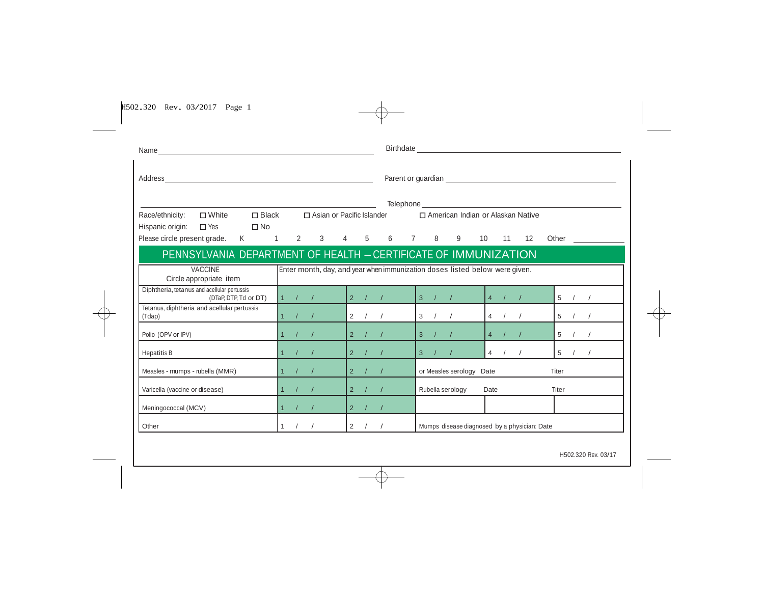Name ______________________________ Birthdate ______________________________

Address ______________________________ Parent or guardian ______________________________

______________________________ Telephone ______________________________

Race/ethnicity: ☐ White ☐ Black ☐ Asian or Pacific Islander ☐ American Indian or Alaskan Native

Hispanic origin: ☐ Yes ☐ No

Please circle present grade. K 1 2 3 4 5 6 7 8 9 10 11 12 Other __________

# PENNSYLVANIA DEPARTMENT OF HEALTH – CERTIFICATE OF IMMUNIZATION

| VACCINE Circle appropriate item | Enter month, day, and year when immunization doses listed below were given. | | | | |
|---|---|---|---|---|---|
| Diphtheria, tetanus and acellular pertussis (DTaP, DTP, Td or DT) | 1 / / | 2 / / | 3 / / | 4 / / | 5 / / |
| Tetanus, diphtheria and acellular pertussis (Tdap) | 1 / / | 2 / / | 3 / / | 4 / / | 5 / / |
| Polio (OPV or IPV) | 1 / / | 2 / / | 3 / / | 4 / / | 5 / / |
| Hepatitis B | 1 / / | 2 / / | 3 / / | 4 / / | 5 / / |
| Measles - mumps - rubella (MMR) | 1 / / | 2 / / | or Measles serology Date | | Titer |
| Varicella (vaccine or disease) | 1 / / | 2 / / | Rubella serology Date | | Titer |
| Meningococcal (MCV) | 1 / / | 2 / / | | | |
| Other | 1 / / | 2 / / | Mumps disease diagnosed by a physician: Date | | |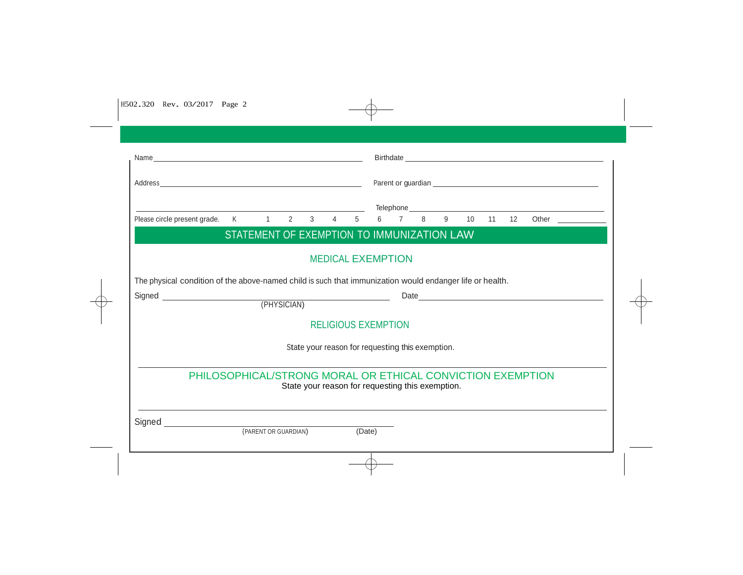Name \_\_\_\_\_\_\_\_\_\_\_\_\_\_\_\_\_\_\_\_\_\_\_\_ Birthdate \_\_\_\_\_\_\_\_\_\_\_\_\_\_\_\_\_\_\_\_\_\_\_\_

Address \_\_\_\_\_\_\_\_\_\_\_\_\_\_\_\_\_\_\_\_\_\_\_\_ Parent or guardian \_\_\_\_\_\_\_\_\_\_\_\_\_\_\_\_\_\_\_\_\_\_\_\_

\_\_\_\_\_\_\_\_\_\_\_\_\_\_\_\_\_\_\_\_\_\_\_\_ Telephone \_\_\_\_\_\_\_\_\_\_\_\_\_\_\_\_\_\_\_\_\_\_\_\_

Please circle present grade. K 1 2 3 4 5 6 7 8 9 10 11 12 Other \_\_\_\_\_\_\_\_\_\_

# STATEMENT OF EXEMPTION TO IMMUNIZATION LAW

## MEDICAL EXEMPTION

The physical condition of the above-named child is such that immunization would endanger life or health.

Signed \_\_\_\_\_\_\_\_\_\_\_\_\_\_\_\_\_\_\_\_\_\_\_\_ Date \_\_\_\_\_\_\_\_\_\_\_\_\_\_\_\_\_\_\_\_\_\_\_\_
(PHYSICIAN)

## RELIGIOUS EXEMPTION

State your reason for requesting this exemption.

\_\_\_\_\_\_\_\_\_\_\_\_\_\_\_\_\_\_\_\_\_\_\_\_\_\_\_\_\_\_\_\_\_\_\_\_\_\_\_\_\_\_\_\_\_\_\_\_

## PHILOSOPHICAL/STRONG MORAL OR ETHICAL CONVICTION EXEMPTION

State your reason for requesting this exemption.

\_\_\_\_\_\_\_\_\_\_\_\_\_\_\_\_\_\_\_\_\_\_\_\_\_\_\_\_\_\_\_\_\_\_\_\_\_\_\_\_\_\_\_\_\_\_\_\_

Signed \_\_\_\_\_\_\_\_\_\_\_\_\_\_\_\_\_\_\_\_\_\_\_\_
(PARENT OR GUARDIAN) (Date)